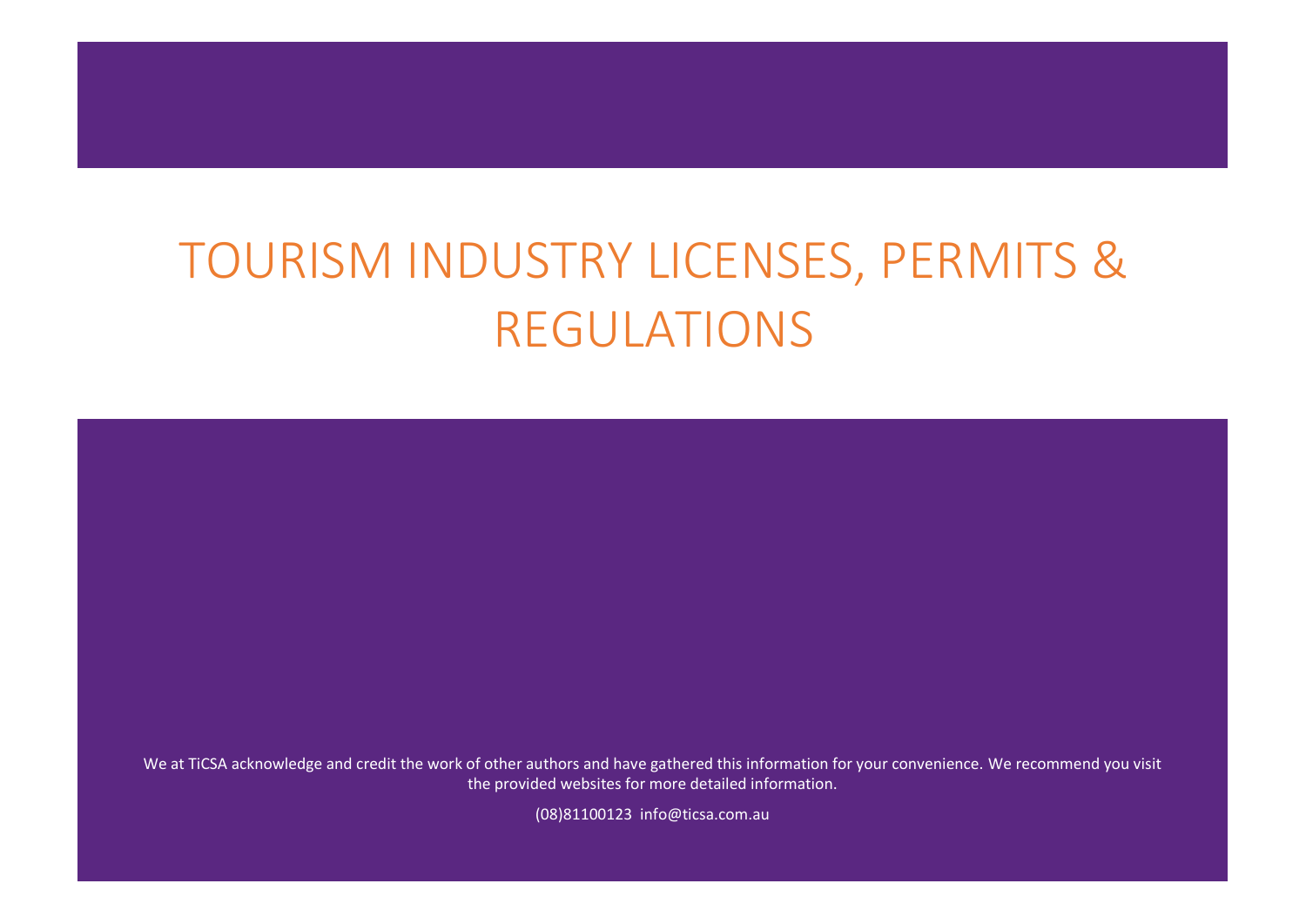# TOURISM INDUSTRY LICENSES, PERMITS & REGULATIONS

We at TiCSA acknowledge and credit the work of other authors and have gathered this information for your convenience. We recommend you visit the provided websites for more detailed information.

(08)81100123 info@ticsa.com.au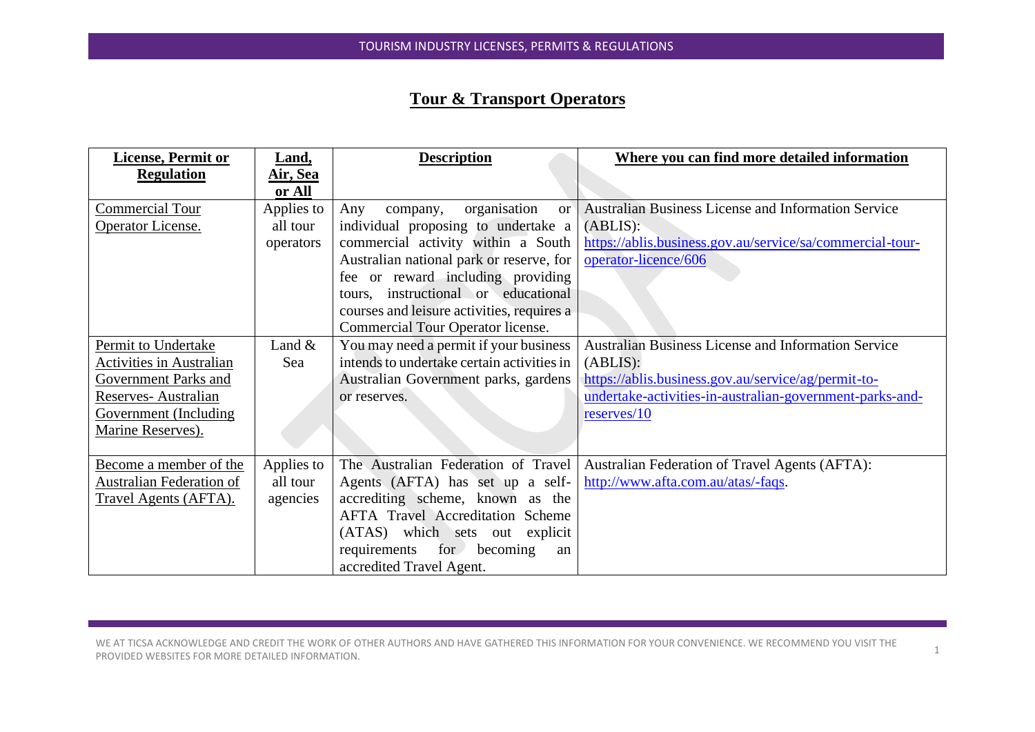# Tour & Transport Operators

| License, Permit or Regulation | Land, Air, Sea or All | Description | Where you can find more detailed information |
|---|---|---|---|
| Commercial Tour Operator License. | Applies to all tour operators | Any company, organisation or individual proposing to undertake a commercial activity within a South Australian national park or reserve, for fee or reward including providing tours, instructional or educational courses and leisure activities, requires a Commercial Tour Operator license. | Australian Business License and Information Service (ABLIS): https://ablis.business.gov.au/service/sa/commercial-tour-operator-licence/606 |
| Permit to Undertake Activities in Australian Government Parks and Reserves- Australian Government (Including Marine Reserves). | Land & Sea | You may need a permit if your business intends to undertake certain activities in Australian Government parks, gardens or reserves. | Australian Business License and Information Service (ABLIS): https://ablis.business.gov.au/service/ag/permit-to-undertake-activities-in-australian-government-parks-and-reserves/10 |
| Become a member of the Australian Federation of Travel Agents (AFTA). | Applies to all tour agencies | The Australian Federation of Travel Agents (AFTA) has set up a self-accrediting scheme, known as the AFTA Travel Accreditation Scheme (ATAS) which sets out explicit requirements for becoming an accredited Travel Agent. | Australian Federation of Travel Agents (AFTA): http://www.afta.com.au/atas/-faqs. |

WE AT TICSA ACKNOWLEDGE AND CREDIT THE WORK OF OTHER AUTHORS AND HAVE GATHERED THIS INFORMATION FOR YOUR CONVENIENCE. WE RECOMMEND YOU VISIT THE PROVIDED WEBSITES FOR MORE DETAILED INFORMATION.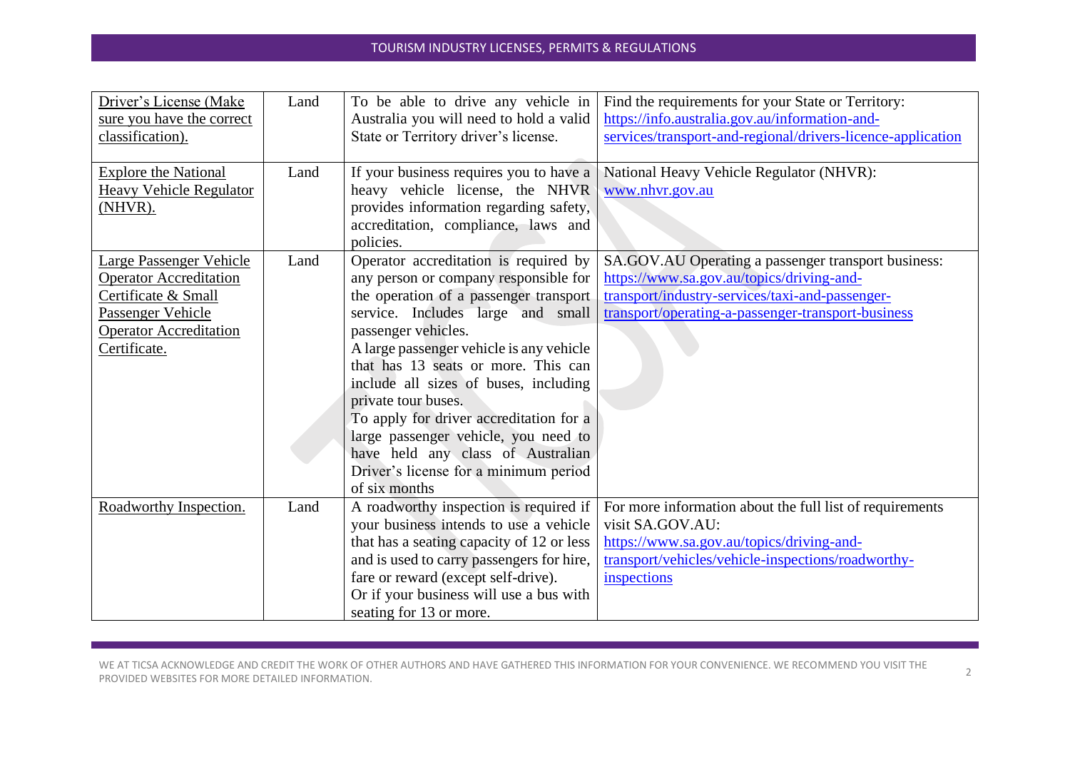| Driver's License (Make sure you have the correct classification). | Land | To be able to drive any vehicle in Australia you will need to hold a valid State or Territory driver's license. | Find the requirements for your State or Territory: https://info.australia.gov.au/information-and-services/transport-and-regional/drivers-licence-application |
|---|---|---|---|
| Explore the National Heavy Vehicle Regulator (NHVR). | Land | If your business requires you to have a heavy vehicle license, the NHVR provides information regarding safety, accreditation, compliance, laws and policies. | National Heavy Vehicle Regulator (NHVR): www.nhvr.gov.au |
| Large Passenger Vehicle Operator Accreditation Certificate & Small Passenger Vehicle Operator Accreditation Certificate. | Land | Operator accreditation is required by any person or company responsible for the operation of a passenger transport service. Includes large and small passenger vehicles.<br>A large passenger vehicle is any vehicle that has 13 seats or more. This can include all sizes of buses, including private tour buses.<br>To apply for driver accreditation for a large passenger vehicle, you need to have held any class of Australian Driver's license for a minimum period of six months | SA.GOV.AU Operating a passenger transport business: https://www.sa.gov.au/topics/driving-and-transport/industry-services/taxi-and-passenger-transport/operating-a-passenger-transport-business |
| Roadworthy Inspection. | Land | A roadworthy inspection is required if your business intends to use a vehicle that has a seating capacity of 12 or less and is used to carry passengers for hire, fare or reward (except self-drive).<br>Or if your business will use a bus with seating for 13 or more. | For more information about the full list of requirements visit SA.GOV.AU: https://www.sa.gov.au/topics/driving-and-transport/vehicles/vehicle-inspections/roadworthy-inspections |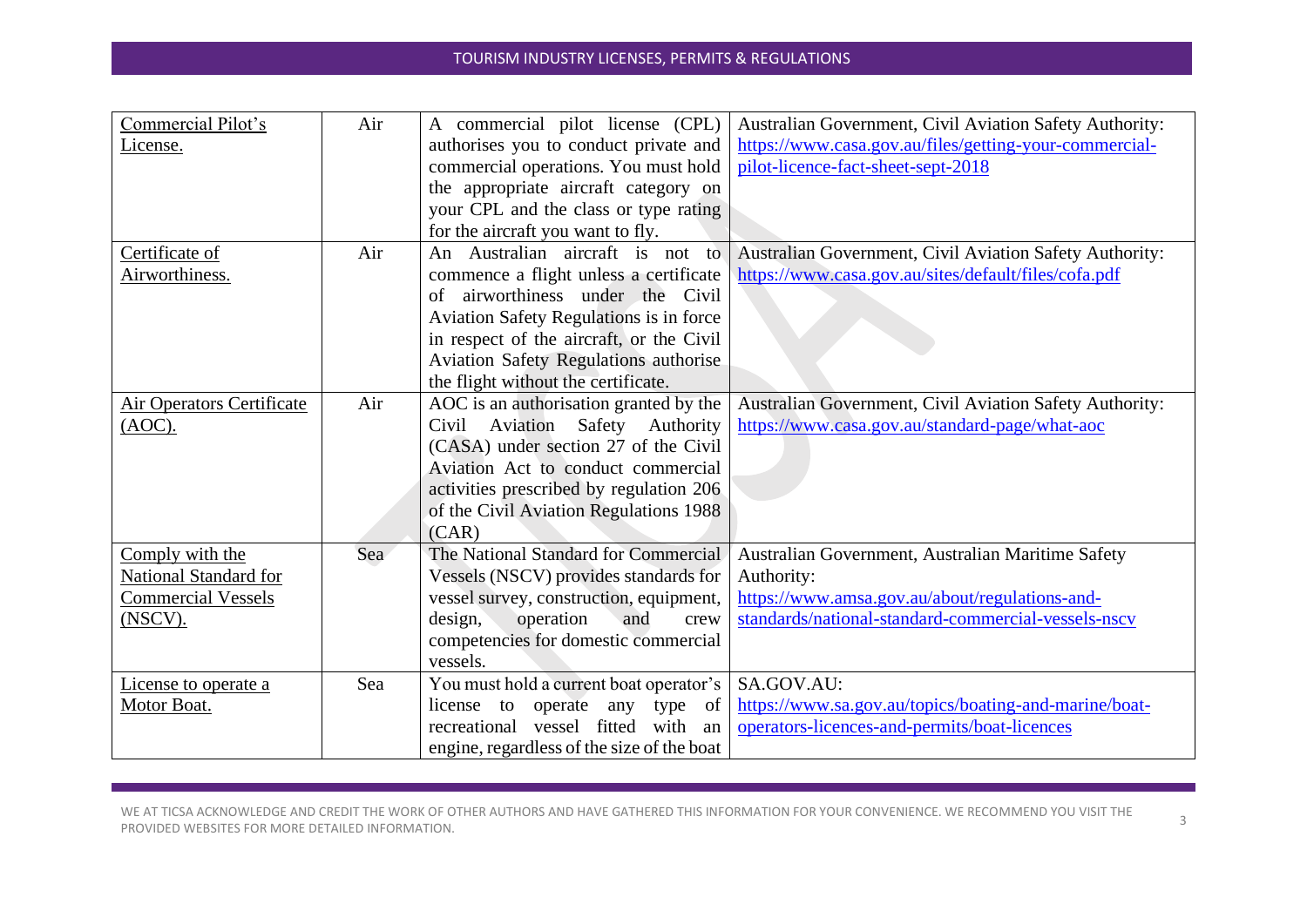| | | | |
|---|---|---|---|
| Commercial Pilot's License. | Air | A commercial pilot license (CPL) authorises you to conduct private and commercial operations. You must hold the appropriate aircraft category on your CPL and the class or type rating for the aircraft you want to fly. | Australian Government, Civil Aviation Safety Authority: https://www.casa.gov.au/files/getting-your-commercial-pilot-licence-fact-sheet-sept-2018 |
| Certificate of Airworthiness. | Air | An Australian aircraft is not to commence a flight unless a certificate of airworthiness under the Civil Aviation Safety Regulations is in force in respect of the aircraft, or the Civil Aviation Safety Regulations authorise the flight without the certificate. | Australian Government, Civil Aviation Safety Authority: https://www.casa.gov.au/sites/default/files/cofa.pdf |
| Air Operators Certificate (AOC). | Air | AOC is an authorisation granted by the Civil Aviation Safety Authority (CASA) under section 27 of the Civil Aviation Act to conduct commercial activities prescribed by regulation 206 of the Civil Aviation Regulations 1988 (CAR) | Australian Government, Civil Aviation Safety Authority: https://www.casa.gov.au/standard-page/what-aoc |
| Comply with the National Standard for Commercial Vessels (NSCV). | Sea | The National Standard for Commercial Vessels (NSCV) provides standards for vessel survey, construction, equipment, design, operation and crew competencies for domestic commercial vessels. | Australian Government, Australian Maritime Safety Authority: https://www.amsa.gov.au/about/regulations-and-standards/national-standard-commercial-vessels-nscv |
| License to operate a Motor Boat. | Sea | You must hold a current boat operator's license to operate any type of recreational vessel fitted with an engine, regardless of the size of the boat | SA.GOV.AU: https://www.sa.gov.au/topics/boating-and-marine/boat-operators-licences-and-permits/boat-licences |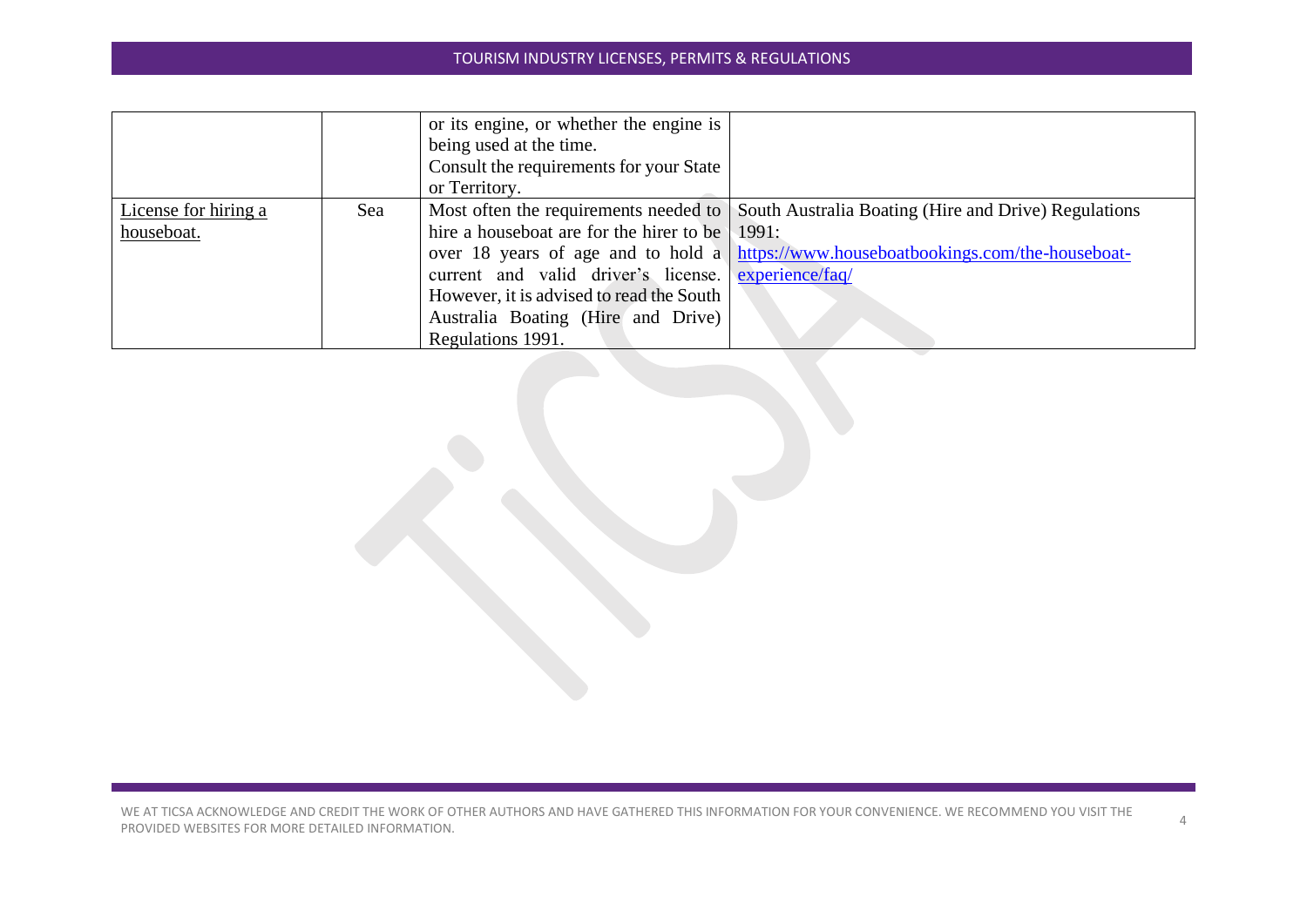| | | | |
|---|---|---|---|
| | | or its engine, or whether the engine is being used at the time. Consult the requirements for your State or Territory. | |
| License for hiring a houseboat. | Sea | Most often the requirements needed to hire a houseboat are for the hirer to be over 18 years of age and to hold a current and valid driver's license. However, it is advised to read the South Australia Boating (Hire and Drive) Regulations 1991. | South Australia Boating (Hire and Drive) Regulations 1991: https://www.houseboatbookings.com/the-houseboat-experience/faq/ |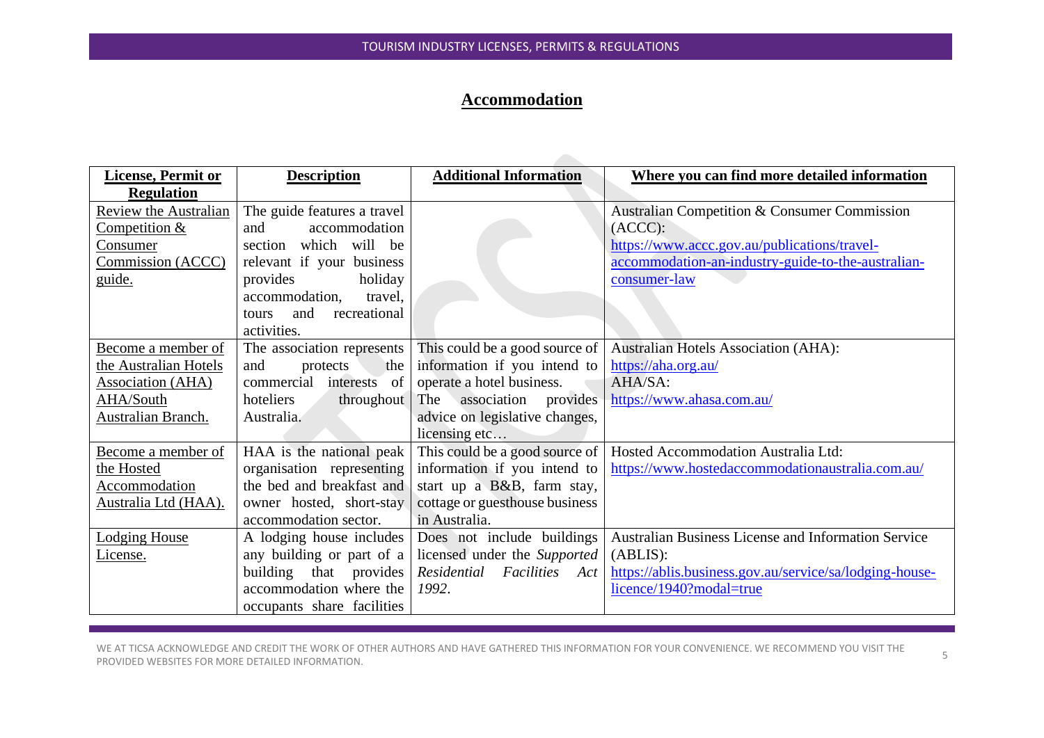## Accommodation

| License, Permit or Regulation | Description | Additional Information | Where you can find more detailed information |
|---|---|---|---|
| Review the Australian Competition & Consumer Commission (ACCC) guide. | The guide features a travel and accommodation section which will be relevant if your business provides holiday accommodation, travel, tours and recreational activities. | | Australian Competition & Consumer Commission (ACCC): https://www.accc.gov.au/publications/travel-accommodation-an-industry-guide-to-the-australian-consumer-law |
| Become a member of the Australian Hotels Association (AHA) AHA/South Australian Branch. | The association represents and protects the commercial interests of hoteliers throughout Australia. | This could be a good source of information if you intend to operate a hotel business. The association provides advice on legislative changes, licensing etc… | Australian Hotels Association (AHA): https://aha.org.au/ AHA/SA: https://www.ahasa.com.au/ |
| Become a member of the Hosted Accommodation Australia Ltd (HAA). | HAA is the national peak organisation representing the bed and breakfast and owner hosted, short-stay accommodation sector. | This could be a good source of information if you intend to start up a B&B, farm stay, cottage or guesthouse business in Australia. | Hosted Accommodation Australia Ltd: https://www.hostedaccommodationaustralia.com.au/ |
| Lodging House License. | A lodging house includes any building or part of a building that provides accommodation where the occupants share facilities | Does not include buildings licensed under the *Supported Residential Facilities Act 1992*. | Australian Business License and Information Service (ABLIS): https://ablis.business.gov.au/service/sa/lodging-house-licence/1940?modal=true |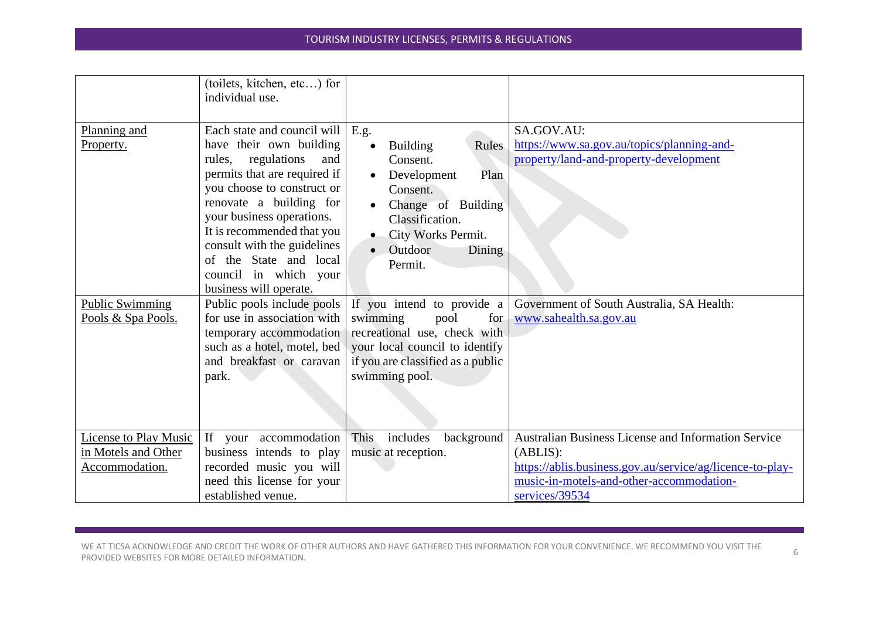| | | | |
|---|---|---|---|
| | (toilets, kitchen, etc…) for individual use. | | |
| Planning and Property. | Each state and council will have their own building rules, regulations and permits that are required if you choose to construct or renovate a building for your business operations. It is recommended that you consult with the guidelines of the State and local council in which your business will operate. | E.g.<br>• Building Rules Consent.<br>• Development Plan Consent.<br>• Change of Building Classification.<br>• City Works Permit.<br>• Outdoor Dining Permit. | SA.GOV.AU: https://www.sa.gov.au/topics/planning-and-property/land-and-property-development |
| Public Swimming Pools & Spa Pools. | Public pools include pools for use in association with temporary accommodation such as a hotel, motel, bed and breakfast or caravan park. | If you intend to provide a swimming pool for recreational use, check with your local council to identify if you are classified as a public swimming pool. | Government of South Australia, SA Health: www.sahealth.sa.gov.au |
| License to Play Music in Motels and Other Accommodation. | If your accommodation business intends to play recorded music you will need this license for your established venue. | This includes background music at reception. | Australian Business License and Information Service (ABLIS): https://ablis.business.gov.au/service/ag/licence-to-play-music-in-motels-and-other-accommodation-services/39534 |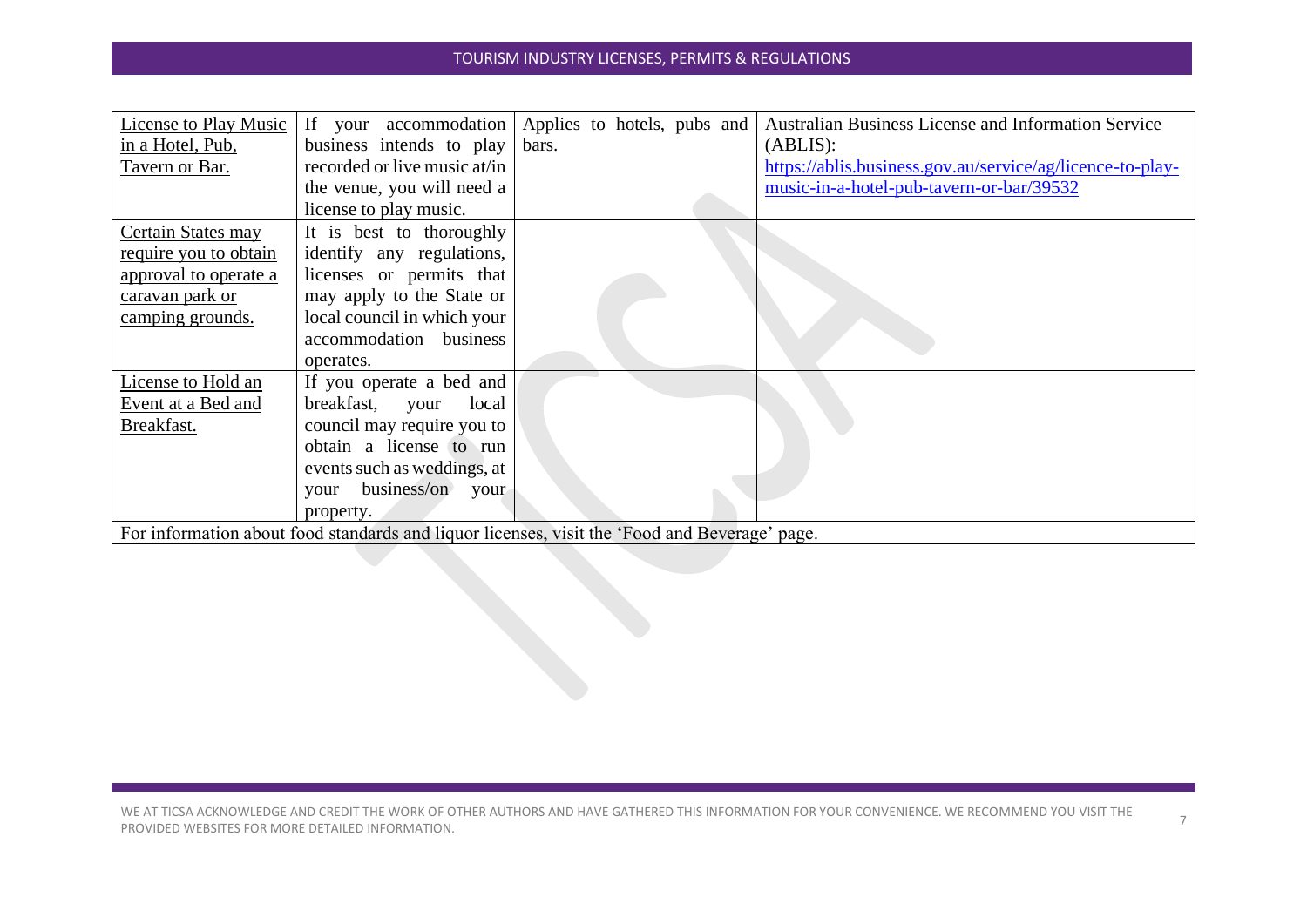| License to Play Music in a Hotel, Pub, Tavern or Bar. | If your accommodation business intends to play recorded or live music at/in the venue, you will need a license to play music. | Applies to hotels, pubs and bars. | Australian Business License and Information Service (ABLIS): https://ablis.business.gov.au/service/ag/licence-to-play-music-in-a-hotel-pub-tavern-or-bar/39532 |
|---|---|---|---|
| Certain States may require you to obtain approval to operate a caravan park or camping grounds. | It is best to thoroughly identify any regulations, licenses or permits that may apply to the State or local council in which your accommodation business operates. | | |
| License to Hold an Event at a Bed and Breakfast. | If you operate a bed and breakfast, your local council may require you to obtain a license to run events such as weddings, at your business/on your property. | | |
| For information about food standards and liquor licenses, visit the 'Food and Beverage' page. | | | |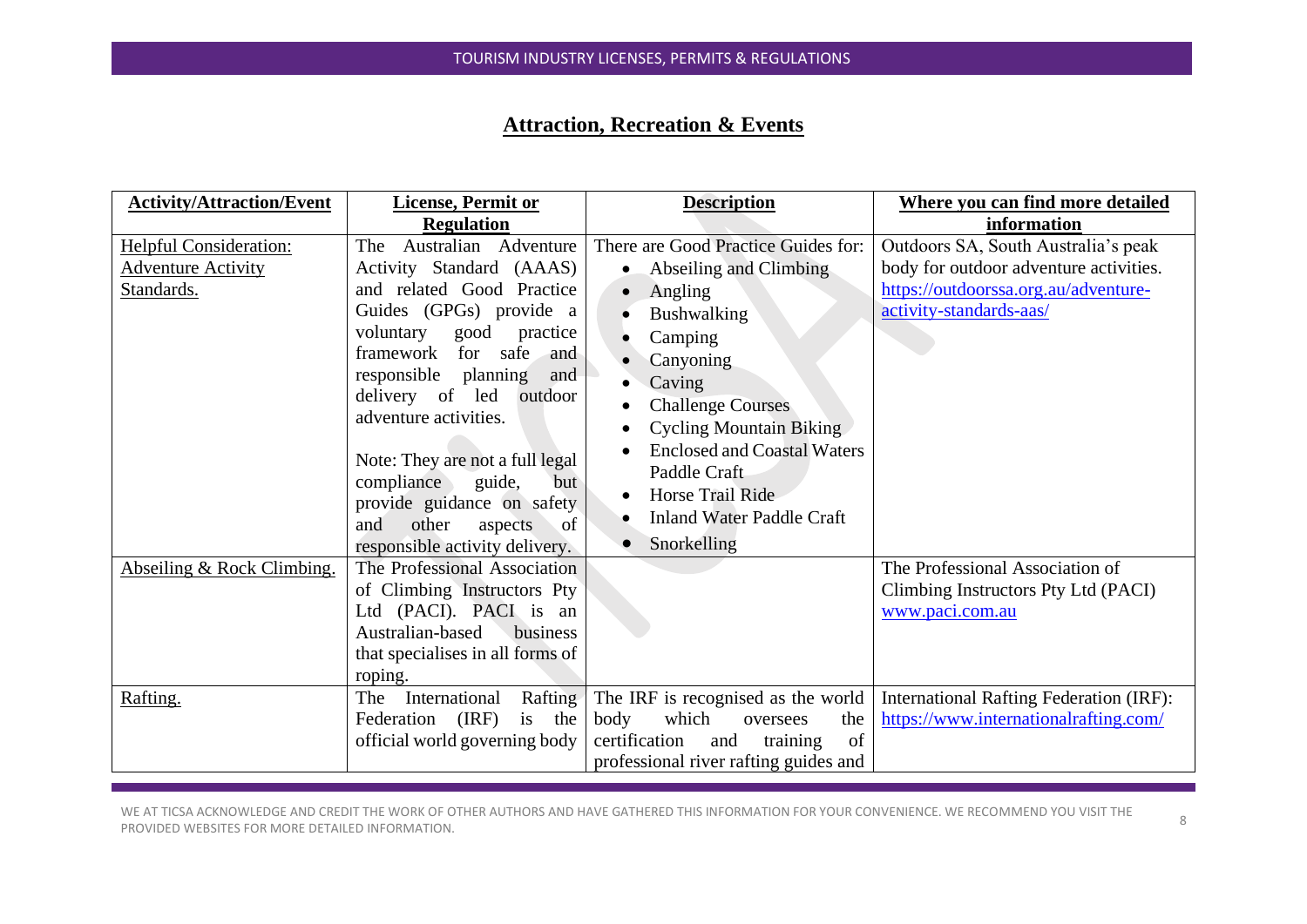## Attraction, Recreation & Events

| Activity/Attraction/Event | License, Permit or Regulation | Description | Where you can find more detailed information |
|---|---|---|---|
| Helpful Consideration: Adventure Activity Standards. | The Australian Adventure Activity Standard (AAAS) and related Good Practice Guides (GPGs) provide a voluntary good practice framework for safe and responsible planning and delivery of led outdoor adventure activities.<br><br>Note: They are not a full legal compliance guide, but provide guidance on safety and other aspects of responsible activity delivery. | There are Good Practice Guides for:<br>• Abseiling and Climbing<br>• Angling<br>• Bushwalking<br>• Camping<br>• Canyoning<br>• Caving<br>• Challenge Courses<br>• Cycling Mountain Biking<br>• Enclosed and Coastal Waters Paddle Craft<br>• Horse Trail Ride<br>• Inland Water Paddle Craft<br>• Snorkelling | Outdoors SA, South Australia's peak body for outdoor adventure activities.<br>https://outdoorssa.org.au/adventure-activity-standards-aas/ |
| Abseiling & Rock Climbing. | The Professional Association of Climbing Instructors Pty Ltd (PACI). PACI is an Australian-based business that specialises in all forms of roping. | | The Professional Association of Climbing Instructors Pty Ltd (PACI)<br>www.paci.com.au |
| Rafting. | The International Rafting Federation (IRF) is the official world governing body | The IRF is recognised as the world body which oversees the certification and training of professional river rafting guides and | International Rafting Federation (IRF):<br>https://www.internationalrafting.com/ |

WE AT TICSA ACKNOWLEDGE AND CREDIT THE WORK OF OTHER AUTHORS AND HAVE GATHERED THIS INFORMATION FOR YOUR CONVENIENCE. WE RECOMMEND YOU VISIT THE PROVIDED WEBSITES FOR MORE DETAILED INFORMATION.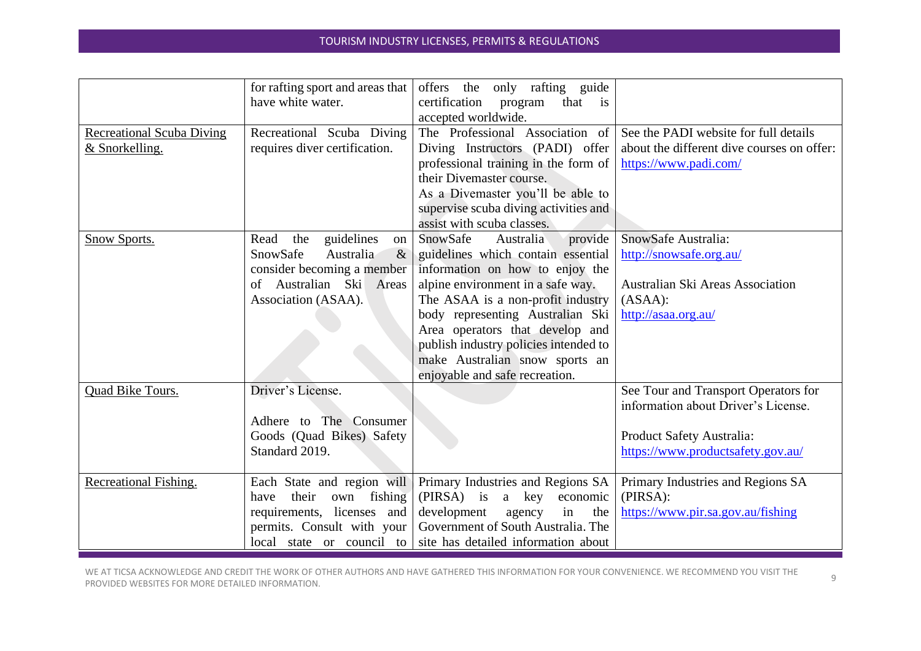| | | | |
|---|---|---|---|
| | for rafting sport and areas that have white water. | offers the only rafting guide certification program that is accepted worldwide. | |
| Recreational Scuba Diving & Snorkelling. | Recreational Scuba Diving requires diver certification. | The Professional Association of Diving Instructors (PADI) offer professional training in the form of their Divemaster course. As a Divemaster you'll be able to supervise scuba diving activities and assist with scuba classes. | See the PADI website for full details about the different dive courses on offer: https://www.padi.com/ |
| Snow Sports. | Read the guidelines on SnowSafe Australia & consider becoming a member of Australian Ski Areas Association (ASAA). | SnowSafe Australia provide guidelines which contain essential information on how to enjoy the alpine environment in a safe way. The ASAA is a non-profit industry body representing Australian Ski Area operators that develop and publish industry policies intended to make Australian snow sports an enjoyable and safe recreation. | SnowSafe Australia: http://snowsafe.org.au/<br><br>Australian Ski Areas Association (ASAA): http://asaa.org.au/ |
| Quad Bike Tours. | Driver's License.<br><br>Adhere to The Consumer Goods (Quad Bikes) Safety Standard 2019. | | See Tour and Transport Operators for information about Driver's License.<br><br>Product Safety Australia: https://www.productsafety.gov.au/ |
| Recreational Fishing. | Each State and region will have their own fishing requirements, licenses and permits. Consult with your local state or council to | Primary Industries and Regions SA (PIRSA) is a key economic development agency in the Government of South Australia. The site has detailed information about | Primary Industries and Regions SA (PIRSA): https://www.pir.sa.gov.au/fishing |

WE AT TICSA ACKNOWLEDGE AND CREDIT THE WORK OF OTHER AUTHORS AND HAVE GATHERED THIS INFORMATION FOR YOUR CONVENIENCE. WE RECOMMEND YOU VISIT THE PROVIDED WEBSITES FOR MORE DETAILED INFORMATION.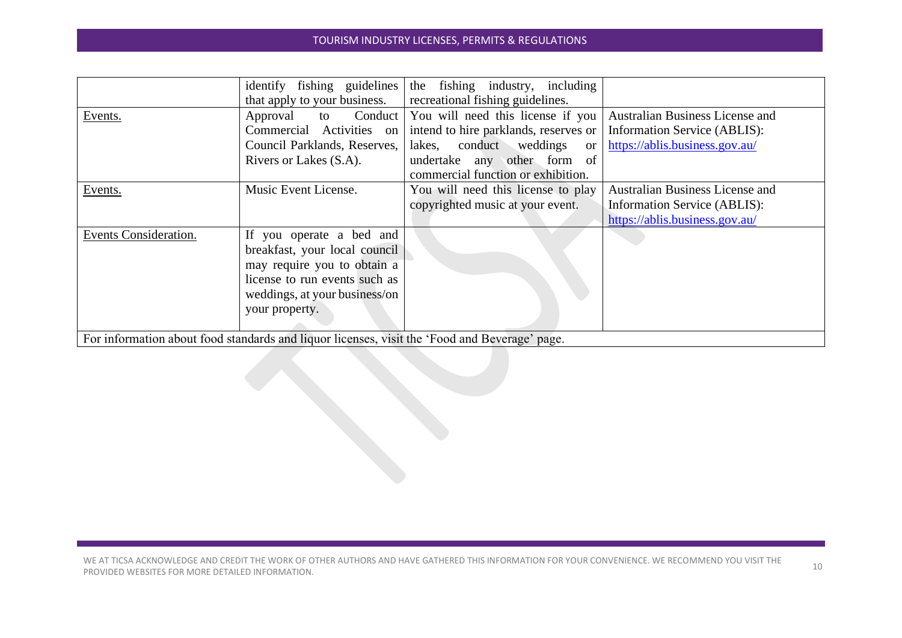|  |  |  |  |
|---|---|---|---|
|  | identify fishing guidelines that apply to your business. | the fishing industry, including recreational fishing guidelines. |  |
| Events. | Approval to Conduct Commercial Activities on Council Parklands, Reserves, Rivers or Lakes (S.A). | You will need this license if you intend to hire parklands, reserves or lakes, conduct weddings or undertake any other form of commercial function or exhibition. | Australian Business License and Information Service (ABLIS): https://ablis.business.gov.au/ |
| Events. | Music Event License. | You will need this license to play copyrighted music at your event. | Australian Business License and Information Service (ABLIS): https://ablis.business.gov.au/ |
| Events Consideration. | If you operate a bed and breakfast, your local council may require you to obtain a license to run events such as weddings, at your business/on your property. |  |  |
| For information about food standards and liquor licenses, visit the 'Food and Beverage' page. |  |  |  |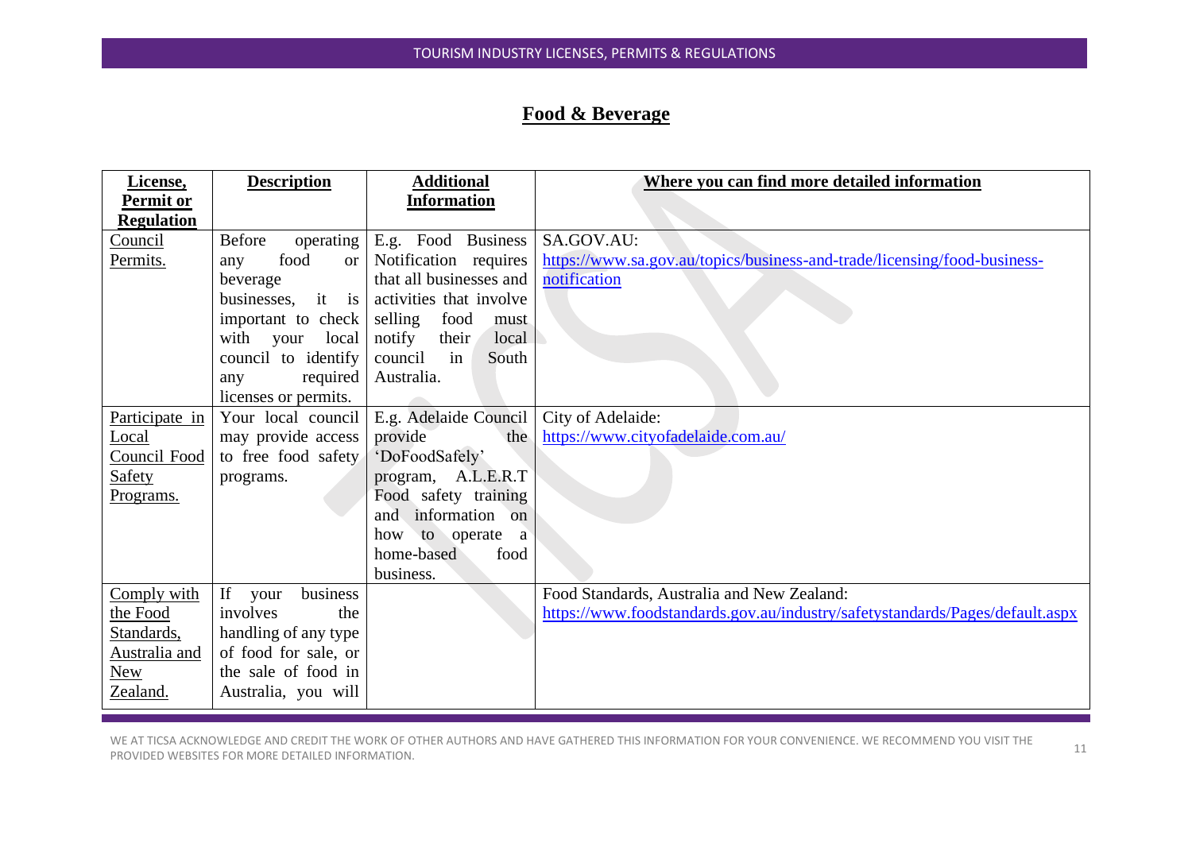## Food & Beverage

| License, Permit or Regulation | Description | Additional Information | Where you can find more detailed information |
|---|---|---|---|
| Council Permits. | Before operating any food or beverage businesses, it is important to check with your local council to identify any required licenses or permits. | E.g. Food Business Notification requires that all businesses and activities that involve selling food must notify their local council in South Australia. | SA.GOV.AU: https://www.sa.gov.au/topics/business-and-trade/licensing/food-business-notification |
| Participate in Local Council Food Safety Programs. | Your local council may provide access to free food safety programs. | E.g. Adelaide Council provide the 'DoFoodSafely' program, A.L.E.R.T Food safety training and information on how to operate a home-based food business. | City of Adelaide: https://www.cityofadelaide.com.au/ |
| Comply with the Food Standards, Australia and New Zealand. | If your business involves the handling of any type of food for sale, or the sale of food in Australia, you will | | Food Standards, Australia and New Zealand: https://www.foodstandards.gov.au/industry/safetystandards/Pages/default.aspx |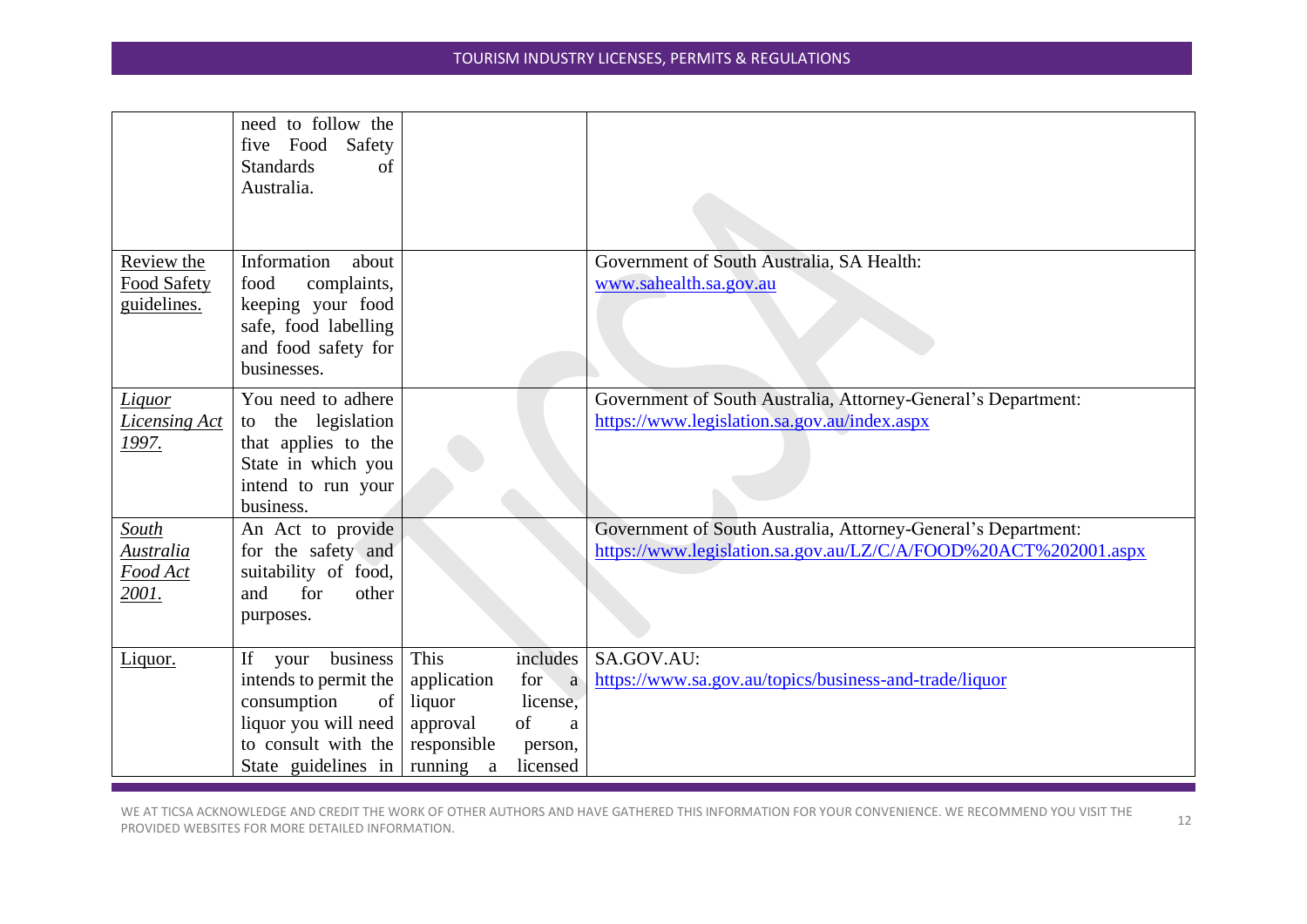| | | | |
|---|---|---|---|
| | need to follow the five Food Safety Standards of Australia. | | |
| Review the Food Safety guidelines. | Information about food complaints, keeping your food safe, food labelling and food safety for businesses. | | Government of South Australia, SA Health: [www.sahealth.sa.gov.au](www.sahealth.sa.gov.au) |
| *Liquor Licensing Act 1997.* | You need to adhere to the legislation that applies to the State in which you intend to run your business. | | Government of South Australia, Attorney-General's Department: [https://www.legislation.sa.gov.au/index.aspx](https://www.legislation.sa.gov.au/index.aspx) |
| *South Australia Food Act 2001.* | An Act to provide for the safety and suitability of food, and for other purposes. | | Government of South Australia, Attorney-General's Department: [https://www.legislation.sa.gov.au/LZ/C/A/FOOD%20ACT%202001.aspx](https://www.legislation.sa.gov.au/LZ/C/A/FOOD%20ACT%202001.aspx) |
| Liquor. | If your business intends to permit the consumption of liquor you will need to consult with the State guidelines in | This includes application for a liquor license, approval of a responsible person, running a licensed | SA.GOV.AU: [https://www.sa.gov.au/topics/business-and-trade/liquor](https://www.sa.gov.au/topics/business-and-trade/liquor) |

WE AT TICSA ACKNOWLEDGE AND CREDIT THE WORK OF OTHER AUTHORS AND HAVE GATHERED THIS INFORMATION FOR YOUR CONVENIENCE. WE RECOMMEND YOU VISIT THE PROVIDED WEBSITES FOR MORE DETAILED INFORMATION.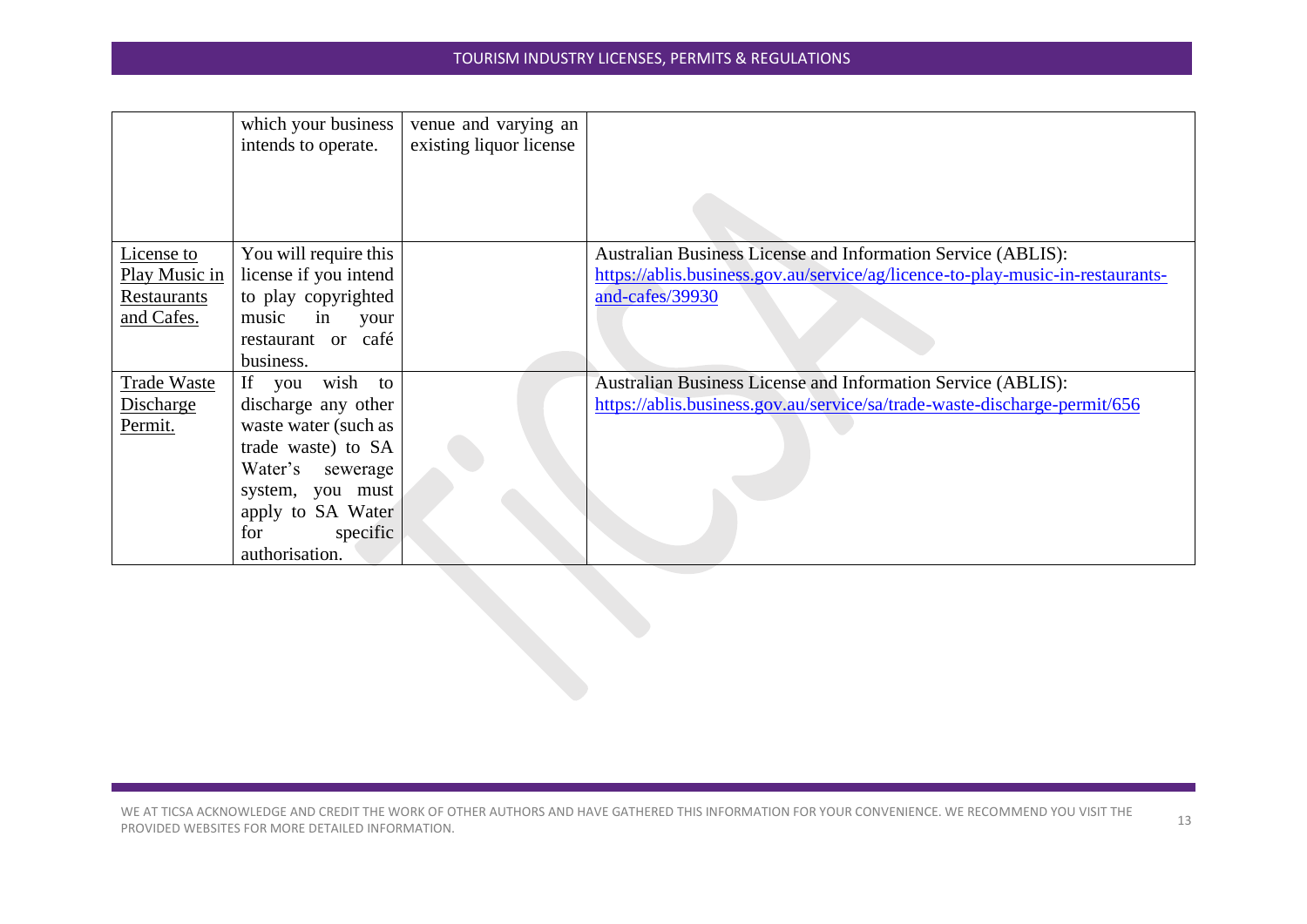|  |  |  |  |
|---|---|---|---|
|  | which your business intends to operate. | venue and varying an existing liquor license |  |
| License to Play Music in Restaurants and Cafes. | You will require this license if you intend to play copyrighted music in your restaurant or café business. |  | Australian Business License and Information Service (ABLIS): https://ablis.business.gov.au/service/ag/licence-to-play-music-in-restaurants-and-cafes/39930 |
| Trade Waste Discharge Permit. | If you wish to discharge any other waste water (such as trade waste) to SA Water's sewerage system, you must apply to SA Water for specific authorisation. |  | Australian Business License and Information Service (ABLIS): https://ablis.business.gov.au/service/sa/trade-waste-discharge-permit/656 |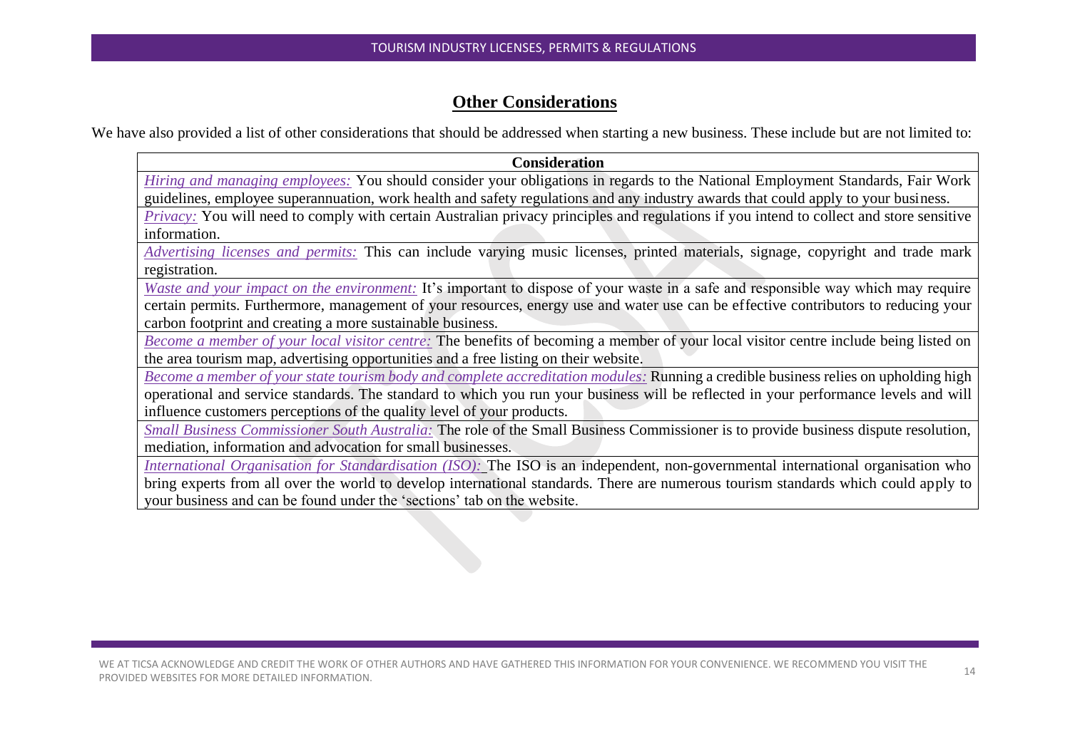## Other Considerations

We have also provided a list of other considerations that should be addressed when starting a new business. These include but are not limited to:

| Consideration |
| --- |
| *Hiring and managing employees:* You should consider your obligations in regards to the National Employment Standards, Fair Work guidelines, employee superannuation, work health and safety regulations and any industry awards that could apply to your business. |
| *Privacy:* You will need to comply with certain Australian privacy principles and regulations if you intend to collect and store sensitive information. |
| *Advertising licenses and permits:* This can include varying music licenses, printed materials, signage, copyright and trade mark registration. |
| *Waste and your impact on the environment:* It's important to dispose of your waste in a safe and responsible way which may require certain permits. Furthermore, management of your resources, energy use and water use can be effective contributors to reducing your carbon footprint and creating a more sustainable business. |
| *Become a member of your local visitor centre:* The benefits of becoming a member of your local visitor centre include being listed on the area tourism map, advertising opportunities and a free listing on their website. |
| *Become a member of your state tourism body and complete accreditation modules:* Running a credible business relies on upholding high operational and service standards. The standard to which you run your business will be reflected in your performance levels and will influence customers perceptions of the quality level of your products. |
| *Small Business Commissioner South Australia:* The role of the Small Business Commissioner is to provide business dispute resolution, mediation, information and advocation for small businesses. |
| *International Organisation for Standardisation (ISO):* The ISO is an independent, non-governmental international organisation who bring experts from all over the world to develop international standards. There are numerous tourism standards which could apply to your business and can be found under the 'sections' tab on the website. |

WE AT TICSA ACKNOWLEDGE AND CREDIT THE WORK OF OTHER AUTHORS AND HAVE GATHERED THIS INFORMATION FOR YOUR CONVENIENCE. WE RECOMMEND YOU VISIT THE PROVIDED WEBSITES FOR MORE DETAILED INFORMATION.